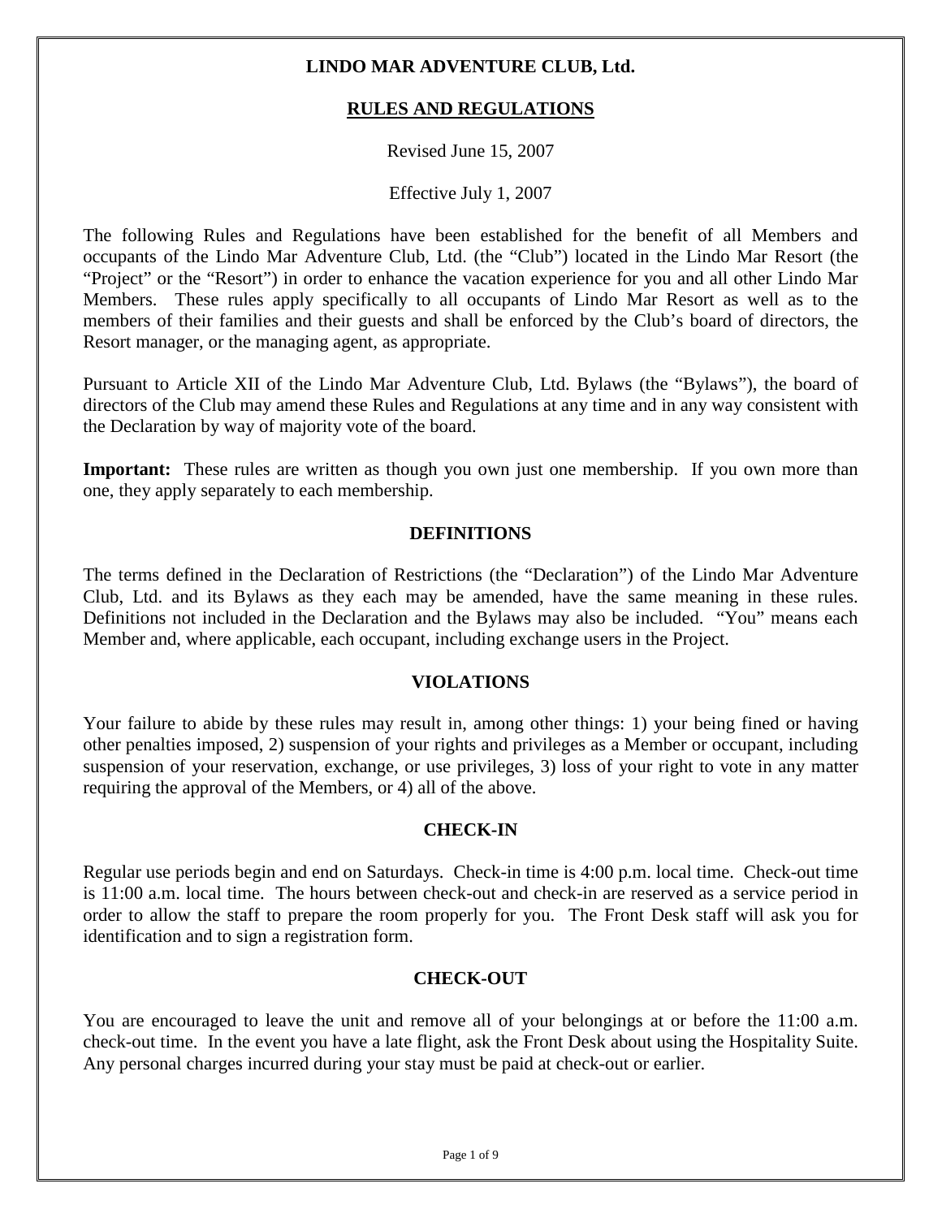# LINDO MAR ADVENTURE CLUB, Ltd.

## RULES AND REGULATIONS

Revised June 15, 2007

Effective July 1, 2007

The following Rules and Regulations have been established for the benefit of all Members and occupants of the Lindo Mar Adventure Club, Ltd. (the "Club") located in the Lindo Mar Resort (the "Project" or the "Resort") in order to enhance the vacation experience for you and all other Lindo Mar Members. These rules apply specifically to all occupants of Lindo Mar Resort as well as to the members of their families and their guests and shall be enforced by the Club's board of directors, the Resort manager, or the managing agent, as appropriate.

Pursuant to Article XII of the Lindo Mar Adventure Club, Ltd. Bylaws (the "Bylaws"), the board of directors of the Club may amend these Rules and Regulations at any time and in any way consistent with the Declaration by way of majority vote of the board.

**Important:** These rules are written as though you own just one membership. If you own more than one, they apply separately to each membership.

### DEFINITIONS

The terms defined in the Declaration of Restrictions (the "Declaration") of the Lindo Mar Adventure Club, Ltd. and its Bylaws as they each may be amended, have the same meaning in these rules. Definitions not included in the Declaration and the Bylaws may also be included. "You" means each Member and, where applicable, each occupant, including exchange users in the Project.

### VIOLATIONS

Your failure to abide by these rules may result in, among other things: 1) your being fined or having other penalties imposed, 2) suspension of your rights and privileges as a Member or occupant, including suspension of your reservation, exchange, or use privileges, 3) loss of your right to vote in any matter requiring the approval of the Members, or 4) all of the above.

### CHECK-IN

Regular use periods begin and end on Saturdays. Check-in time is 4:00 p.m. local time. Check-out time is 11:00 a.m. local time. The hours between check-out and check-in are reserved as a service period in order to allow the staff to prepare the room properly for you. The Front Desk staff will ask you for identification and to sign a registration form.

### CHECK-OUT

You are encouraged to leave the unit and remove all of your belongings at or before the 11:00 a.m. check-out time. In the event you have a late flight, ask the Front Desk about using the Hospitality Suite. Any personal charges incurred during your stay must be paid at check-out or earlier.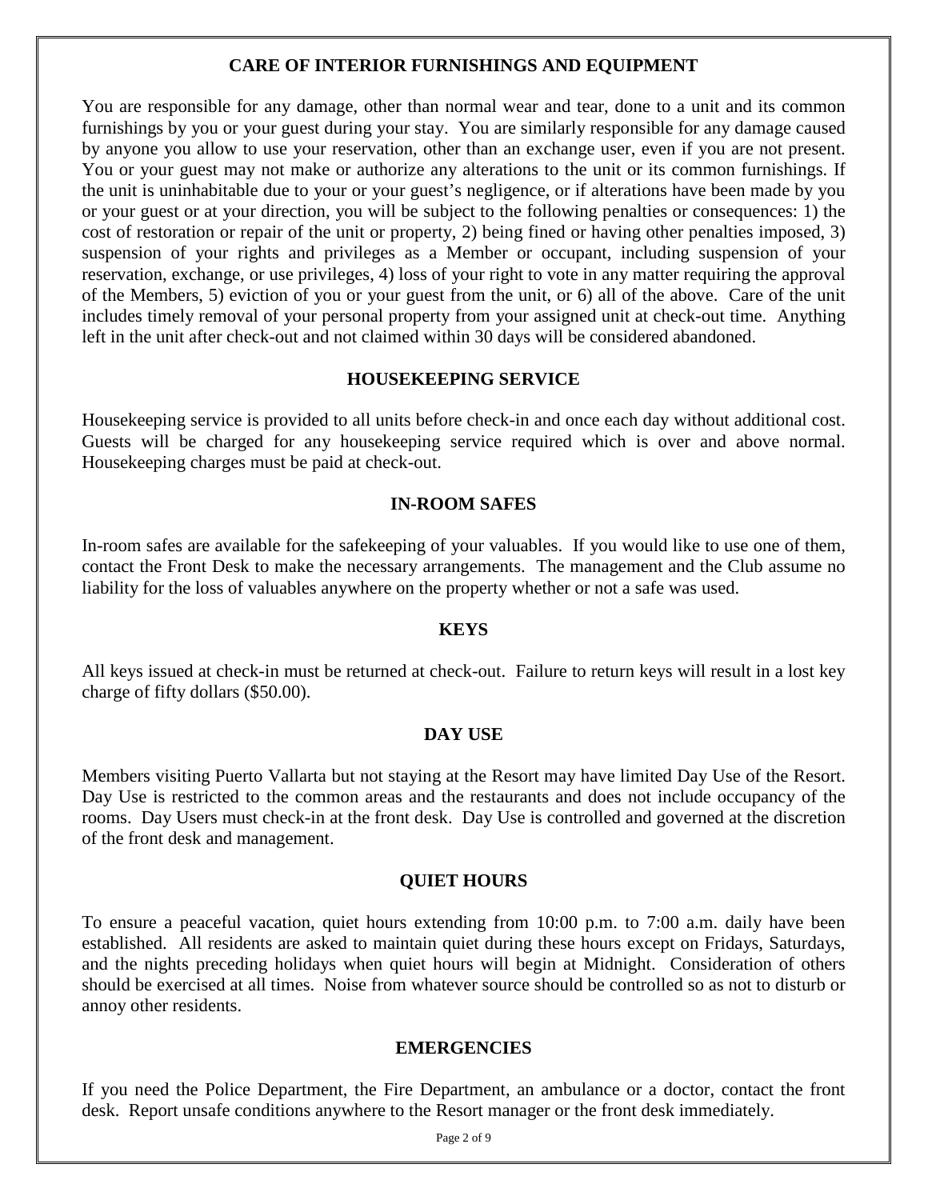## CARE OF INTERIOR FURNISHINGS AND EQUIPMENT

You are responsible for any damage, other than normal wear and tear, done to a unit and its common furnishings by you or your guest during your stay. You are similarly responsible for any damage caused by anyone you allow to use your reservation, other than an exchange user, even if you are not present. You or your guest may not make or authorize any alterations to the unit or its common furnishings. If the unit is uninhabitable due to your or your guest's negligence, or if alterations have been made by you or your guest or at your direction, you will be subject to the following penalties or consequences: 1) the cost of restoration or repair of the unit or property, 2) being fined or having other penalties imposed, 3) suspension of your rights and privileges as a Member or occupant, including suspension of your reservation, exchange, or use privileges, 4) loss of your right to vote in any matter requiring the approval of the Members, 5) eviction of you or your guest from the unit, or 6) all of the above. Care of the unit includes timely removal of your personal property from your assigned unit at check-out time. Anything left in the unit after check-out and not claimed within 30 days will be considered abandoned.

## HOUSEKEEPING SERVICE

Housekeeping service is provided to all units before check-in and once each day without additional cost. Guests will be charged for any housekeeping service required which is over and above normal. Housekeeping charges must be paid at check-out.

## IN-ROOM SAFES

In-room safes are available for the safekeeping of your valuables. If you would like to use one of them, contact the Front Desk to make the necessary arrangements. The management and the Club assume no liability for the loss of valuables anywhere on the property whether or not a safe was used.

## KEYS

All keys issued at check-in must be returned at check-out. Failure to return keys will result in a lost key charge of fifty dollars ($50.00).

## DAY USE

Members visiting Puerto Vallarta but not staying at the Resort may have limited Day Use of the Resort. Day Use is restricted to the common areas and the restaurants and does not include occupancy of the rooms. Day Users must check-in at the front desk. Day Use is controlled and governed at the discretion of the front desk and management.

## QUIET HOURS

To ensure a peaceful vacation, quiet hours extending from 10:00 p.m. to 7:00 a.m. daily have been established. All residents are asked to maintain quiet during these hours except on Fridays, Saturdays, and the nights preceding holidays when quiet hours will begin at Midnight. Consideration of others should be exercised at all times. Noise from whatever source should be controlled so as not to disturb or annoy other residents.

## EMERGENCIES

If you need the Police Department, the Fire Department, an ambulance or a doctor, contact the front desk. Report unsafe conditions anywhere to the Resort manager or the front desk immediately.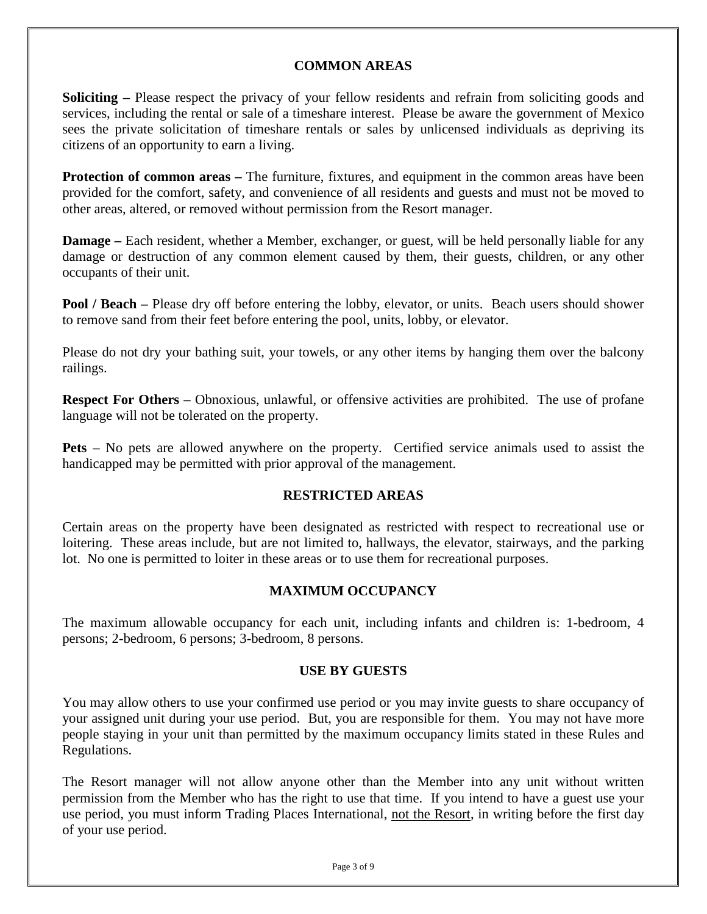## COMMON AREAS

**Soliciting –** Please respect the privacy of your fellow residents and refrain from soliciting goods and services, including the rental or sale of a timeshare interest. Please be aware the government of Mexico sees the private solicitation of timeshare rentals or sales by unlicensed individuals as depriving its citizens of an opportunity to earn a living.

**Protection of common areas –** The furniture, fixtures, and equipment in the common areas have been provided for the comfort, safety, and convenience of all residents and guests and must not be moved to other areas, altered, or removed without permission from the Resort manager.

**Damage –** Each resident, whether a Member, exchanger, or guest, will be held personally liable for any damage or destruction of any common element caused by them, their guests, children, or any other occupants of their unit.

**Pool / Beach –** Please dry off before entering the lobby, elevator, or units. Beach users should shower to remove sand from their feet before entering the pool, units, lobby, or elevator.

Please do not dry your bathing suit, your towels, or any other items by hanging them over the balcony railings.

**Respect For Others** – Obnoxious, unlawful, or offensive activities are prohibited. The use of profane language will not be tolerated on the property.

**Pets** – No pets are allowed anywhere on the property. Certified service animals used to assist the handicapped may be permitted with prior approval of the management.

## RESTRICTED AREAS

Certain areas on the property have been designated as restricted with respect to recreational use or loitering. These areas include, but are not limited to, hallways, the elevator, stairways, and the parking lot. No one is permitted to loiter in these areas or to use them for recreational purposes.

## MAXIMUM OCCUPANCY

The maximum allowable occupancy for each unit, including infants and children is: 1-bedroom, 4 persons; 2-bedroom, 6 persons; 3-bedroom, 8 persons.

## USE BY GUESTS

You may allow others to use your confirmed use period or you may invite guests to share occupancy of your assigned unit during your use period. But, you are responsible for them. You may not have more people staying in your unit than permitted by the maximum occupancy limits stated in these Rules and Regulations.

The Resort manager will not allow anyone other than the Member into any unit without written permission from the Member who has the right to use that time. If you intend to have a guest use your use period, you must inform Trading Places International, <u>not the Resort</u>, in writing before the first day of your use period.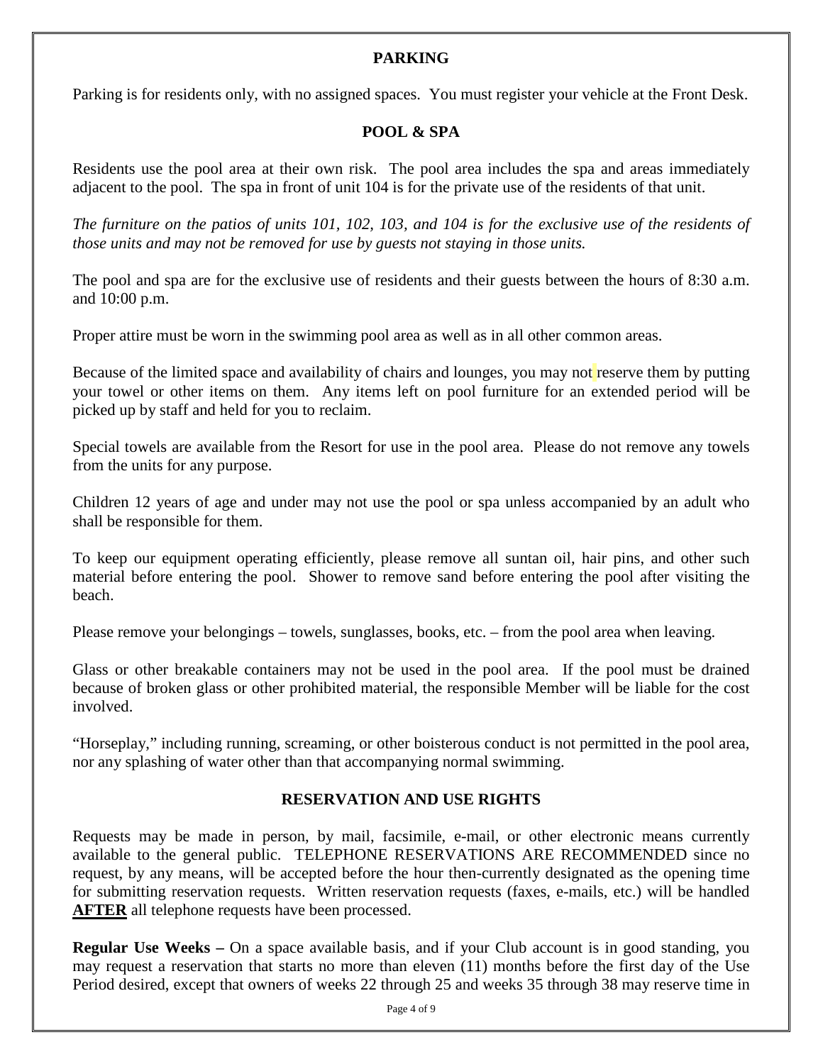## PARKING

Parking is for residents only, with no assigned spaces. You must register your vehicle at the Front Desk.

## POOL & SPA

Residents use the pool area at their own risk. The pool area includes the spa and areas immediately adjacent to the pool. The spa in front of unit 104 is for the private use of the residents of that unit.

*The furniture on the patios of units 101, 102, 103, and 104 is for the exclusive use of the residents of those units and may not be removed for use by guests not staying in those units.*

The pool and spa are for the exclusive use of residents and their guests between the hours of 8:30 a.m. and 10:00 p.m.

Proper attire must be worn in the swimming pool area as well as in all other common areas.

Because of the limited space and availability of chairs and lounges, you may not reserve them by putting your towel or other items on them. Any items left on pool furniture for an extended period will be picked up by staff and held for you to reclaim.

Special towels are available from the Resort for use in the pool area. Please do not remove any towels from the units for any purpose.

Children 12 years of age and under may not use the pool or spa unless accompanied by an adult who shall be responsible for them.

To keep our equipment operating efficiently, please remove all suntan oil, hair pins, and other such material before entering the pool. Shower to remove sand before entering the pool after visiting the beach.

Please remove your belongings – towels, sunglasses, books, etc. – from the pool area when leaving.

Glass or other breakable containers may not be used in the pool area. If the pool must be drained because of broken glass or other prohibited material, the responsible Member will be liable for the cost involved.

"Horseplay," including running, screaming, or other boisterous conduct is not permitted in the pool area, nor any splashing of water other than that accompanying normal swimming.

## RESERVATION AND USE RIGHTS

Requests may be made in person, by mail, facsimile, e-mail, or other electronic means currently available to the general public. TELEPHONE RESERVATIONS ARE RECOMMENDED since no request, by any means, will be accepted before the hour then-currently designated as the opening time for submitting reservation requests. Written reservation requests (faxes, e-mails, etc.) will be handled **AFTER** all telephone requests have been processed.

**Regular Use Weeks –** On a space available basis, and if your Club account is in good standing, you may request a reservation that starts no more than eleven (11) months before the first day of the Use Period desired, except that owners of weeks 22 through 25 and weeks 35 through 38 may reserve time in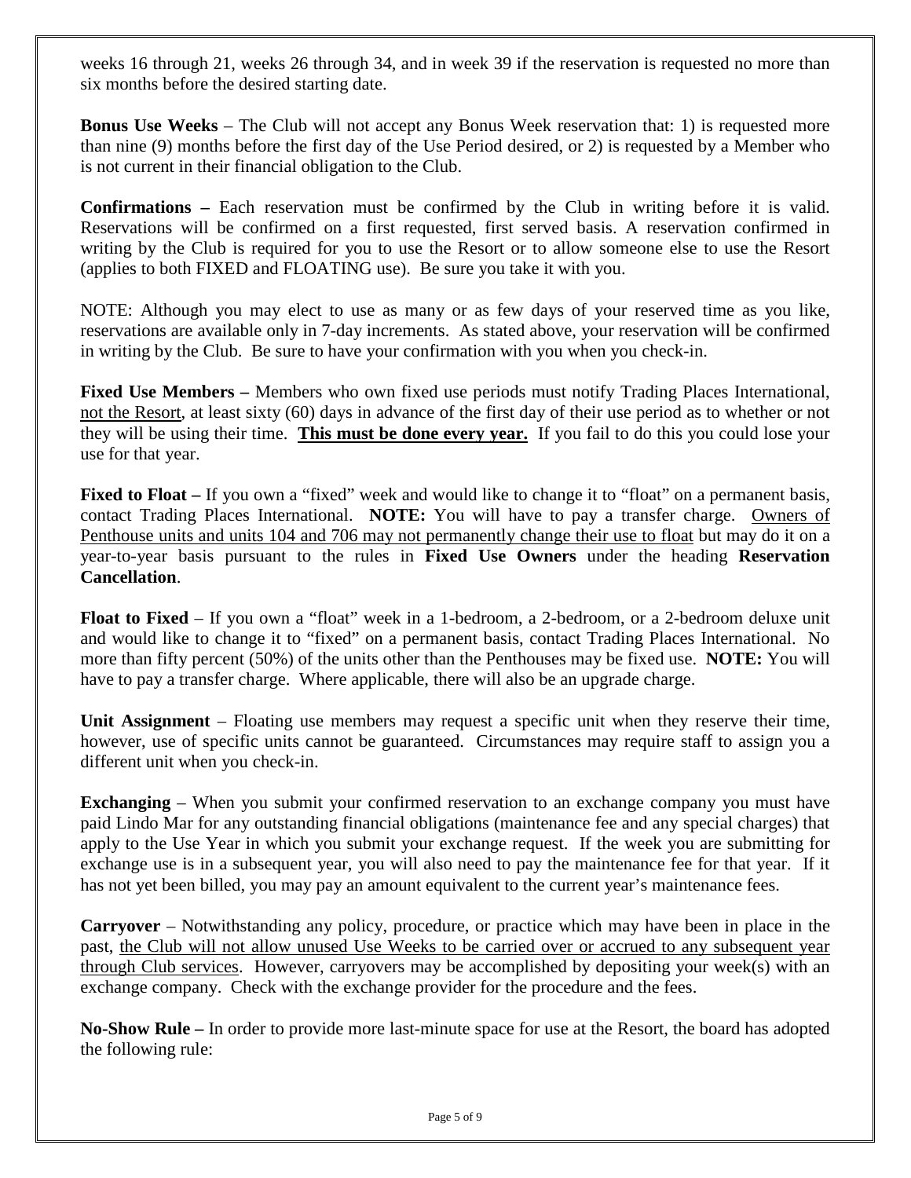weeks 16 through 21, weeks 26 through 34, and in week 39 if the reservation is requested no more than six months before the desired starting date.

**Bonus Use Weeks** – The Club will not accept any Bonus Week reservation that: 1) is requested more than nine (9) months before the first day of the Use Period desired, or 2) is requested by a Member who is not current in their financial obligation to the Club.

**Confirmations –** Each reservation must be confirmed by the Club in writing before it is valid. Reservations will be confirmed on a first requested, first served basis. A reservation confirmed in writing by the Club is required for you to use the Resort or to allow someone else to use the Resort (applies to both FIXED and FLOATING use). Be sure you take it with you.

NOTE: Although you may elect to use as many or as few days of your reserved time as you like, reservations are available only in 7-day increments. As stated above, your reservation will be confirmed in writing by the Club. Be sure to have your confirmation with you when you check-in.

**Fixed Use Members –** Members who own fixed use periods must notify Trading Places International, not the Resort, at least sixty (60) days in advance of the first day of their use period as to whether or not they will be using their time. **This must be done every year.** If you fail to do this you could lose your use for that year.

**Fixed to Float –** If you own a "fixed" week and would like to change it to "float" on a permanent basis, contact Trading Places International. **NOTE:** You will have to pay a transfer charge. Owners of Penthouse units and units 104 and 706 may not permanently change their use to float but may do it on a year-to-year basis pursuant to the rules in **Fixed Use Owners** under the heading **Reservation Cancellation**.

**Float to Fixed** – If you own a "float" week in a 1-bedroom, a 2-bedroom, or a 2-bedroom deluxe unit and would like to change it to "fixed" on a permanent basis, contact Trading Places International. No more than fifty percent (50%) of the units other than the Penthouses may be fixed use. **NOTE:** You will have to pay a transfer charge. Where applicable, there will also be an upgrade charge.

**Unit Assignment** – Floating use members may request a specific unit when they reserve their time, however, use of specific units cannot be guaranteed. Circumstances may require staff to assign you a different unit when you check-in.

**Exchanging** – When you submit your confirmed reservation to an exchange company you must have paid Lindo Mar for any outstanding financial obligations (maintenance fee and any special charges) that apply to the Use Year in which you submit your exchange request. If the week you are submitting for exchange use is in a subsequent year, you will also need to pay the maintenance fee for that year. If it has not yet been billed, you may pay an amount equivalent to the current year's maintenance fees.

**Carryover** – Notwithstanding any policy, procedure, or practice which may have been in place in the past, the Club will not allow unused Use Weeks to be carried over or accrued to any subsequent year through Club services. However, carryovers may be accomplished by depositing your week(s) with an exchange company. Check with the exchange provider for the procedure and the fees.

**No-Show Rule –** In order to provide more last-minute space for use at the Resort, the board has adopted the following rule: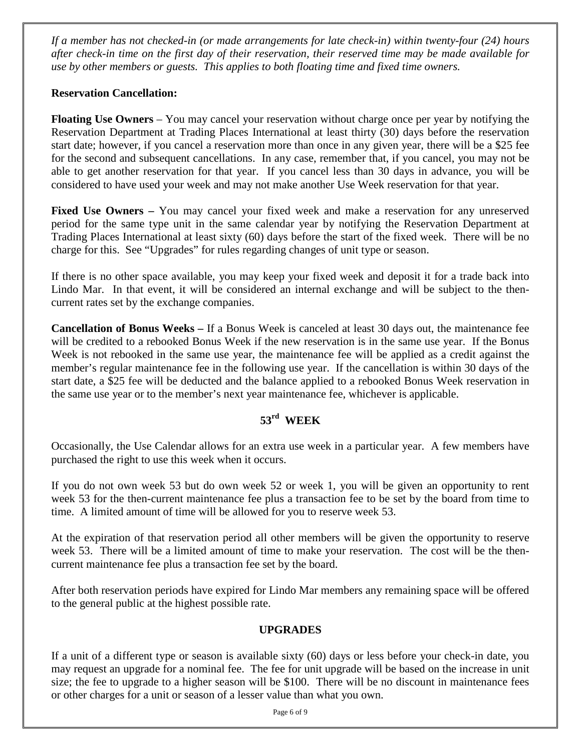*If a member has not checked-in (or made arrangements for late check-in) within twenty-four (24) hours after check-in time on the first day of their reservation, their reserved time may be made available for use by other members or guests. This applies to both floating time and fixed time owners.*

**Reservation Cancellation:**

**Floating Use Owners** – You may cancel your reservation without charge once per year by notifying the Reservation Department at Trading Places International at least thirty (30) days before the reservation start date; however, if you cancel a reservation more than once in any given year, there will be a $25 fee for the second and subsequent cancellations. In any case, remember that, if you cancel, you may not be able to get another reservation for that year. If you cancel less than 30 days in advance, you will be considered to have used your week and may not make another Use Week reservation for that year.

**Fixed Use Owners –** You may cancel your fixed week and make a reservation for any unreserved period for the same type unit in the same calendar year by notifying the Reservation Department at Trading Places International at least sixty (60) days before the start of the fixed week. There will be no charge for this. See "Upgrades" for rules regarding changes of unit type or season.

If there is no other space available, you may keep your fixed week and deposit it for a trade back into Lindo Mar. In that event, it will be considered an internal exchange and will be subject to the then-current rates set by the exchange companies.

**Cancellation of Bonus Weeks –** If a Bonus Week is canceled at least 30 days out, the maintenance fee will be credited to a rebooked Bonus Week if the new reservation is in the same use year. If the Bonus Week is not rebooked in the same use year, the maintenance fee will be applied as a credit against the member's regular maintenance fee in the following use year. If the cancellation is within 30 days of the start date, a $25 fee will be deducted and the balance applied to a rebooked Bonus Week reservation in the same use year or to the member's next year maintenance fee, whichever is applicable.

## 53rd WEEK

Occasionally, the Use Calendar allows for an extra use week in a particular year. A few members have purchased the right to use this week when it occurs.

If you do not own week 53 but do own week 52 or week 1, you will be given an opportunity to rent week 53 for the then-current maintenance fee plus a transaction fee to be set by the board from time to time. A limited amount of time will be allowed for you to reserve week 53.

At the expiration of that reservation period all other members will be given the opportunity to reserve week 53. There will be a limited amount of time to make your reservation. The cost will be the then-current maintenance fee plus a transaction fee set by the board.

After both reservation periods have expired for Lindo Mar members any remaining space will be offered to the general public at the highest possible rate.

## UPGRADES

If a unit of a different type or season is available sixty (60) days or less before your check-in date, you may request an upgrade for a nominal fee. The fee for unit upgrade will be based on the increase in unit size; the fee to upgrade to a higher season will be $100. There will be no discount in maintenance fees or other charges for a unit or season of a lesser value than what you own.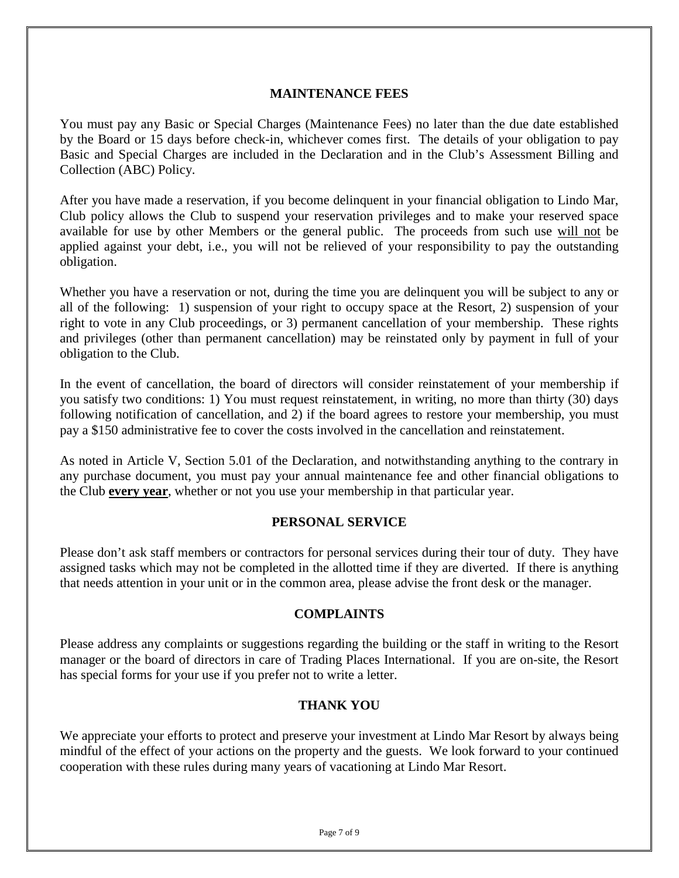## MAINTENANCE FEES

You must pay any Basic or Special Charges (Maintenance Fees) no later than the due date established by the Board or 15 days before check-in, whichever comes first. The details of your obligation to pay Basic and Special Charges are included in the Declaration and in the Club's Assessment Billing and Collection (ABC) Policy.

After you have made a reservation, if you become delinquent in your financial obligation to Lindo Mar, Club policy allows the Club to suspend your reservation privileges and to make your reserved space available for use by other Members or the general public. The proceeds from such use <u>will not</u> be applied against your debt, i.e., you will not be relieved of your responsibility to pay the outstanding obligation.

Whether you have a reservation or not, during the time you are delinquent you will be subject to any or all of the following: 1) suspension of your right to occupy space at the Resort, 2) suspension of your right to vote in any Club proceedings, or 3) permanent cancellation of your membership. These rights and privileges (other than permanent cancellation) may be reinstated only by payment in full of your obligation to the Club.

In the event of cancellation, the board of directors will consider reinstatement of your membership if you satisfy two conditions: 1) You must request reinstatement, in writing, no more than thirty (30) days following notification of cancellation, and 2) if the board agrees to restore your membership, you must pay a $150 administrative fee to cover the costs involved in the cancellation and reinstatement.

As noted in Article V, Section 5.01 of the Declaration, and notwithstanding anything to the contrary in any purchase document, you must pay your annual maintenance fee and other financial obligations to the Club **<u>every year</u>**, whether or not you use your membership in that particular year.

## PERSONAL SERVICE

Please don't ask staff members or contractors for personal services during their tour of duty. They have assigned tasks which may not be completed in the allotted time if they are diverted. If there is anything that needs attention in your unit or in the common area, please advise the front desk or the manager.

## COMPLAINTS

Please address any complaints or suggestions regarding the building or the staff in writing to the Resort manager or the board of directors in care of Trading Places International. If you are on-site, the Resort has special forms for your use if you prefer not to write a letter.

## THANK YOU

We appreciate your efforts to protect and preserve your investment at Lindo Mar Resort by always being mindful of the effect of your actions on the property and the guests. We look forward to your continued cooperation with these rules during many years of vacationing at Lindo Mar Resort.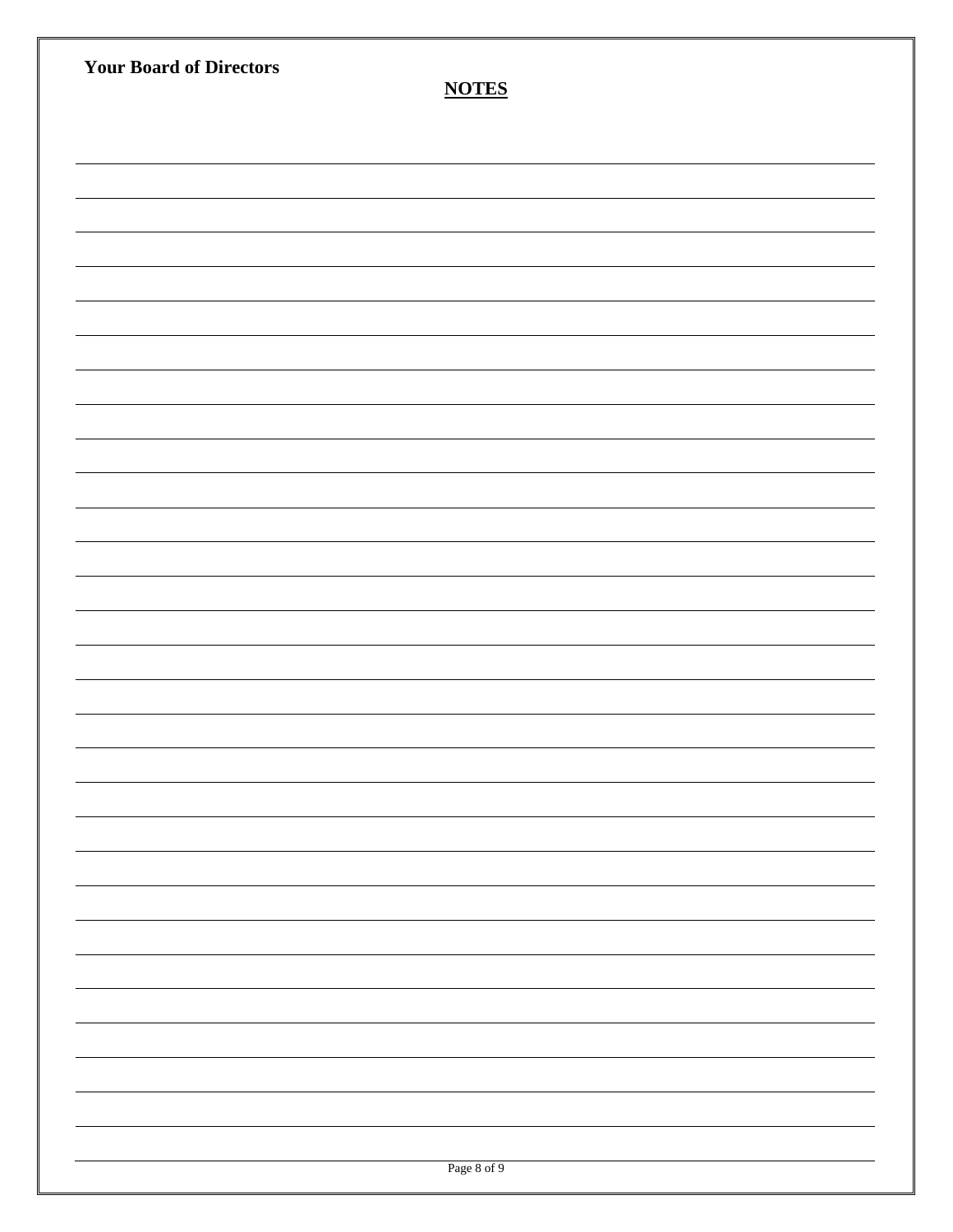**Your Board of Directors**

## NOTES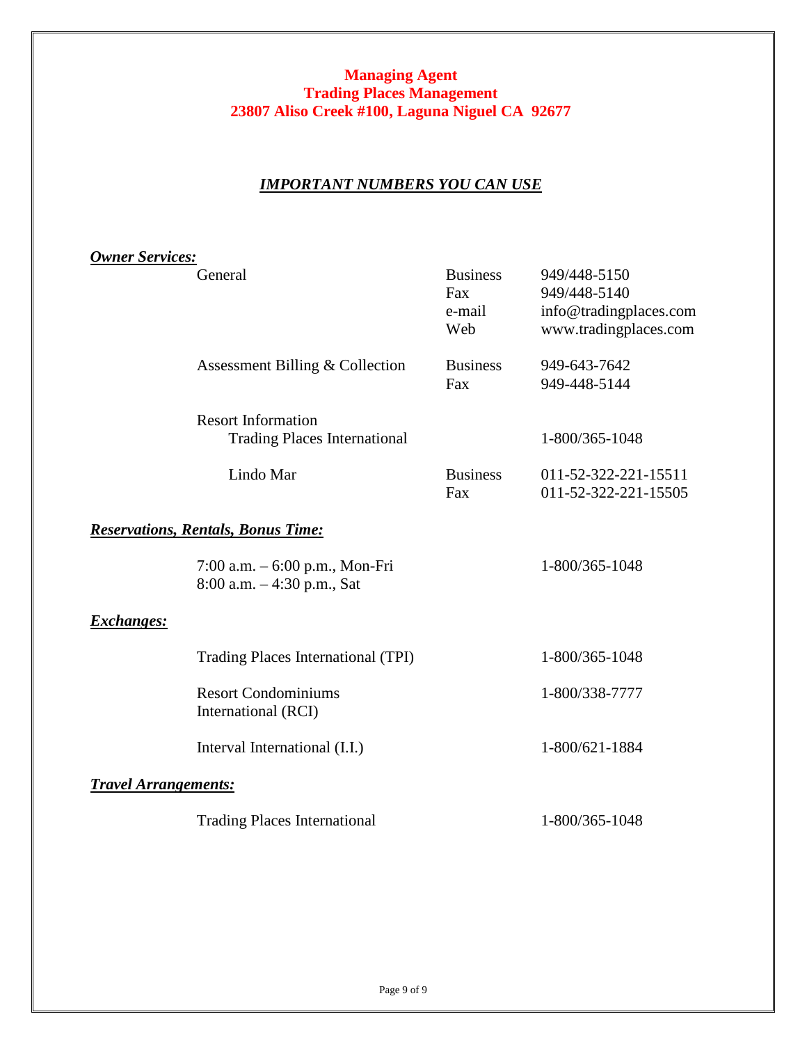**Managing Agent**
**Trading Places Management**
**23807 Aliso Creek #100, Laguna Niguel CA 92677**

## ***IMPORTANT NUMBERS YOU CAN USE***

***Owner Services:***

| | | | |
|---|---|---|---|
| | General | Business | 949/448-5150 |
| | | Fax | 949/448-5140 |
| | | e-mail | info@tradingplaces.com |
| | | Web | www.tradingplaces.com |
| | Assessment Billing & Collection | Business | 949-643-7642 |
| | | Fax | 949-448-5144 |
| | Resort Information | | |
| | Trading Places International | | 1-800/365-1048 |
| | Lindo Mar | Business | 011-52-322-221-15511 |
| | | Fax | 011-52-322-221-15505 |

***Reservations, Rentals, Bonus Time:***

| | | |
|---|---|---|
| 7:00 a.m. – 6:00 p.m., Mon-Fri<br>8:00 a.m. – 4:30 p.m., Sat | | 1-800/365-1048 |

***Exchanges:***

| | |
|---|---|
| Trading Places International (TPI) | 1-800/365-1048 |
| Resort Condominiums International (RCI) | 1-800/338-7777 |
| Interval International (I.I.) | 1-800/621-1884 |

***Travel Arrangements:***

| | |
|---|---|
| Trading Places International | 1-800/365-1048 |